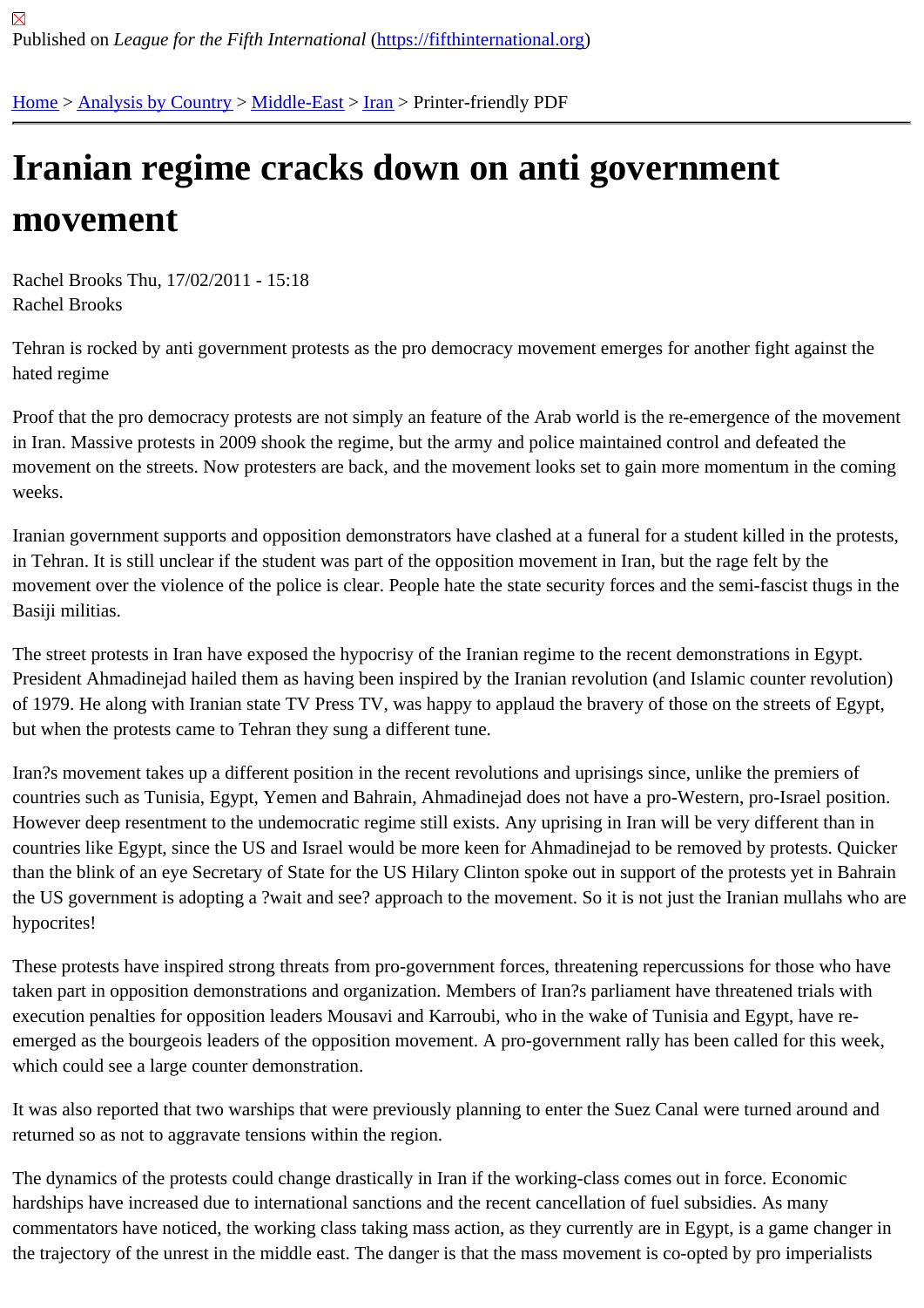Published on *League for the Fifth International* (https://fifthinternational.org)

Home > Analysis by Country > Middle-East > Iran > Printer-friendly PDF

# Iranian regime cracks down on anti government movement

Rachel Brooks Thu, 17/02/2011 - 15:18
Rachel Brooks

Tehran is rocked by anti government protests as the pro democracy movement emerges for another fight against the hated regime

Proof that the pro democracy protests are not simply an feature of the Arab world is the re-emergence of the movement in Iran. Massive protests in 2009 shook the regime, but the army and police maintained control and defeated the movement on the streets. Now protesters are back, and the movement looks set to gain more momentum in the coming weeks.

Iranian government supports and opposition demonstrators have clashed at a funeral for a student killed in the protests, in Tehran. It is still unclear if the student was part of the opposition movement in Iran, but the rage felt by the movement over the violence of the police is clear. People hate the state security forces and the semi-fascist thugs in the Basiji militias.

The street protests in Iran have exposed the hypocrisy of the Iranian regime to the recent demonstrations in Egypt. President Ahmadinejad hailed them as having been inspired by the Iranian revolution (and Islamic counter revolution) of 1979. He along with Iranian state TV Press TV, was happy to applaud the bravery of those on the streets of Egypt, but when the protests came to Tehran they sung a different tune.

Iran?s movement takes up a different position in the recent revolutions and uprisings since, unlike the premiers of countries such as Tunisia, Egypt, Yemen and Bahrain, Ahmadinejad does not have a pro-Western, pro-Israel position. However deep resentment to the undemocratic regime still exists. Any uprising in Iran will be very different than in countries like Egypt, since the US and Israel would be more keen for Ahmadinejad to be removed by protests. Quicker than the blink of an eye Secretary of State for the US Hilary Clinton spoke out in support of the protests yet in Bahrain the US government is adopting a ?wait and see? approach to the movement. So it is not just the Iranian mullahs who are hypocrites!

These protests have inspired strong threats from pro-government forces, threatening repercussions for those who have taken part in opposition demonstrations and organization. Members of Iran?s parliament have threatened trials with execution penalties for opposition leaders Mousavi and Karroubi, who in the wake of Tunisia and Egypt, have re-emerged as the bourgeois leaders of the opposition movement. A pro-government rally has been called for this week, which could see a large counter demonstration.

It was also reported that two warships that were previously planning to enter the Suez Canal were turned around and returned so as not to aggravate tensions within the region.

The dynamics of the protests could change drastically in Iran if the working-class comes out in force. Economic hardships have increased due to international sanctions and the recent cancellation of fuel subsidies. As many commentators have noticed, the working class taking mass action, as they currently are in Egypt, is a game changer in the trajectory of the unrest in the middle east. The danger is that the mass movement is co-opted by pro imperialists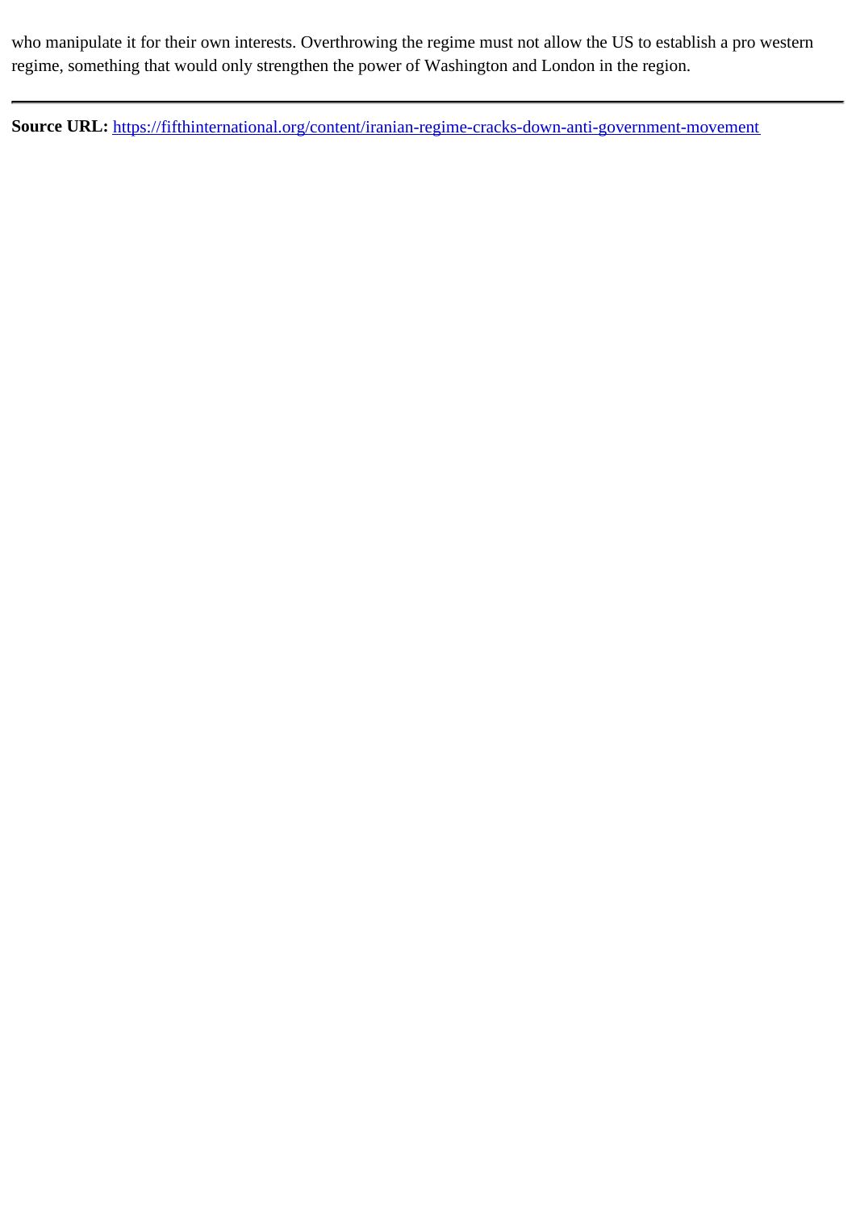who manipulate it for their own interests. Overthrowing the regime must not allow the US to establish a pro western regime, something that would only strengthen the power of Washington and London in the region.

---

**Source URL:** https://fifthinternational.org/content/iranian-regime-cracks-down-anti-government-movement